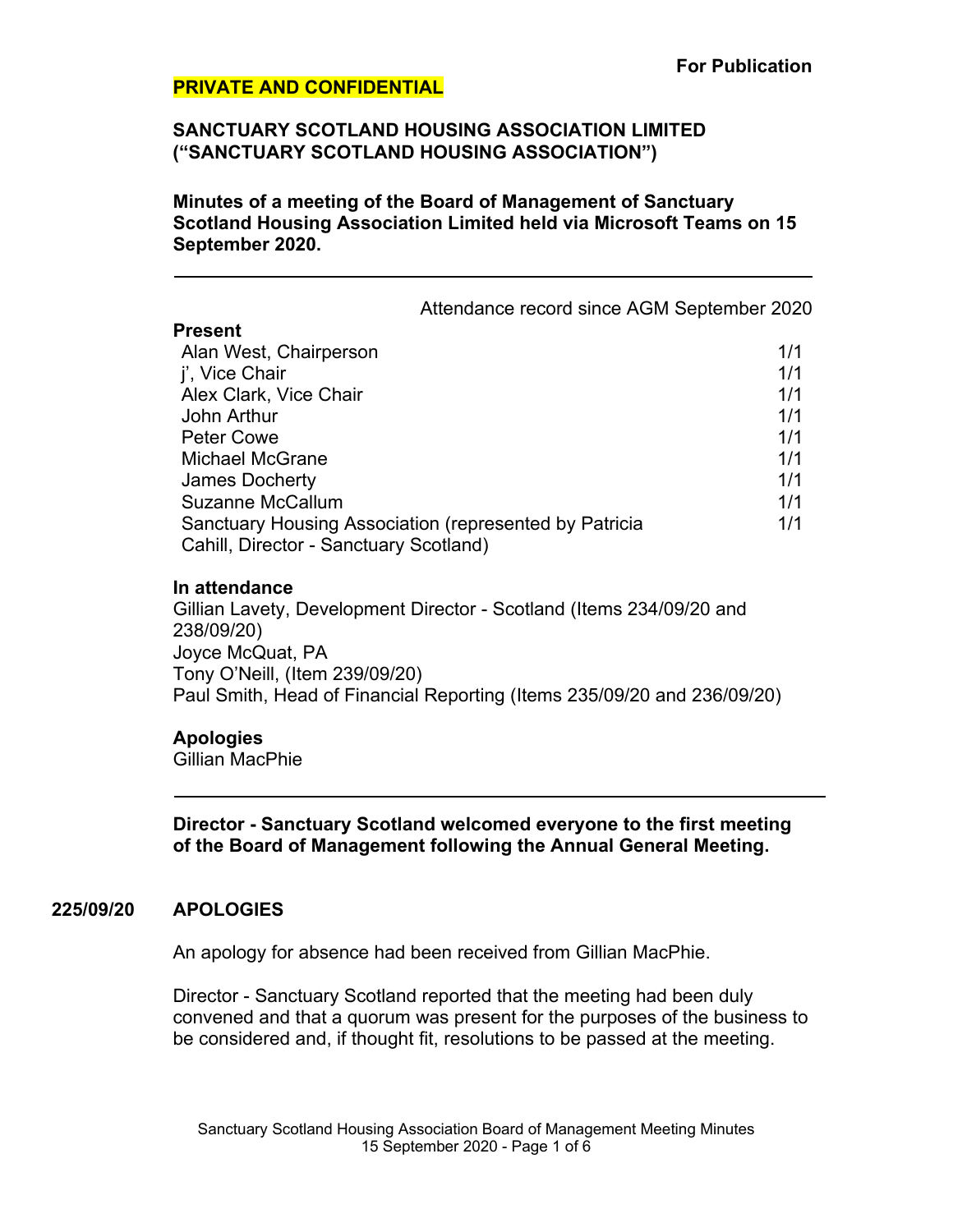**For Publication**

**PRIVATE AND CONFIDENTIAL**

**SANCTUARY SCOTLAND HOUSING ASSOCIATION LIMITED („SANCTUARY SCOTLAND HOUSING ASSOCIATION")**

**Minutes of a meeting of the Board of Management of Sanctuary Scotland Housing Association Limited held via Microsoft Teams on 15 September 2020.**

---

| **Present** | Attendance record since AGM September 2020 |
|---|---|
| Alan West, Chairperson | 1/1 |
| j', Vice Chair | 1/1 |
| Alex Clark, Vice Chair | 1/1 |
| John Arthur | 1/1 |
| Peter Cowe | 1/1 |
| Michael McGrane | 1/1 |
| James Docherty | 1/1 |
| Suzanne McCallum | 1/1 |
| Sanctuary Housing Association (represented by Patricia Cahill, Director - Sanctuary Scotland) | 1/1 |

**In attendance**

Gillian Lavety, Development Director - Scotland (Items 234/09/20 and 238/09/20)
Joyce McQuat, PA
Tony O'Neill, (Item 239/09/20)
Paul Smith, Head of Financial Reporting (Items 235/09/20 and 236/09/20)

**Apologies**

Gillian MacPhie

---

**Director - Sanctuary Scotland welcomed everyone to the first meeting of the Board of Management following the Annual General Meeting.**

## 225/09/20 APOLOGIES

An apology for absence had been received from Gillian MacPhie.

Director - Sanctuary Scotland reported that the meeting had been duly convened and that a quorum was present for the purposes of the business to be considered and, if thought fit, resolutions to be passed at the meeting.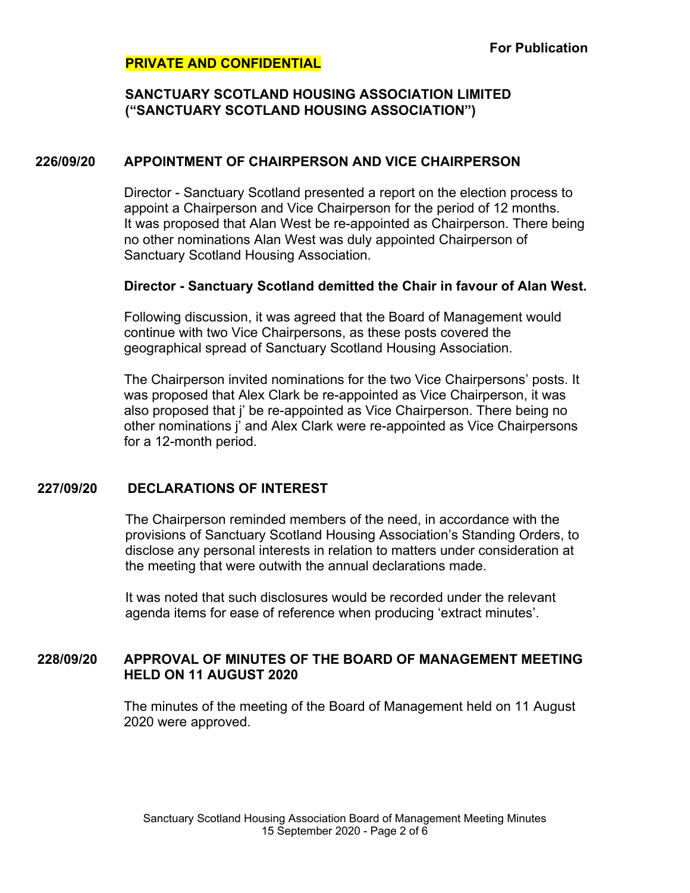**For Publication**

**PRIVATE AND CONFIDENTIAL**

**SANCTUARY SCOTLAND HOUSING ASSOCIATION LIMITED ("SANCTUARY SCOTLAND HOUSING ASSOCIATION")**

## 226/09/20 APPOINTMENT OF CHAIRPERSON AND VICE CHAIRPERSON

Director - Sanctuary Scotland presented a report on the election process to appoint a Chairperson and Vice Chairperson for the period of 12 months. It was proposed that Alan West be re-appointed as Chairperson. There being no other nominations Alan West was duly appointed Chairperson of Sanctuary Scotland Housing Association.

**Director - Sanctuary Scotland demitted the Chair in favour of Alan West.**

Following discussion, it was agreed that the Board of Management would continue with two Vice Chairpersons, as these posts covered the geographical spread of Sanctuary Scotland Housing Association.

The Chairperson invited nominations for the two Vice Chairpersons' posts. It was proposed that Alex Clark be re-appointed as Vice Chairperson, it was also proposed that j' be re-appointed as Vice Chairperson. There being no other nominations j' and Alex Clark were re-appointed as Vice Chairpersons for a 12-month period.

## 227/09/20 DECLARATIONS OF INTEREST

The Chairperson reminded members of the need, in accordance with the provisions of Sanctuary Scotland Housing Association's Standing Orders, to disclose any personal interests in relation to matters under consideration at the meeting that were outwith the annual declarations made.

It was noted that such disclosures would be recorded under the relevant agenda items for ease of reference when producing 'extract minutes'.

## 228/09/20 APPROVAL OF MINUTES OF THE BOARD OF MANAGEMENT MEETING HELD ON 11 AUGUST 2020

The minutes of the meeting of the Board of Management held on 11 August 2020 were approved.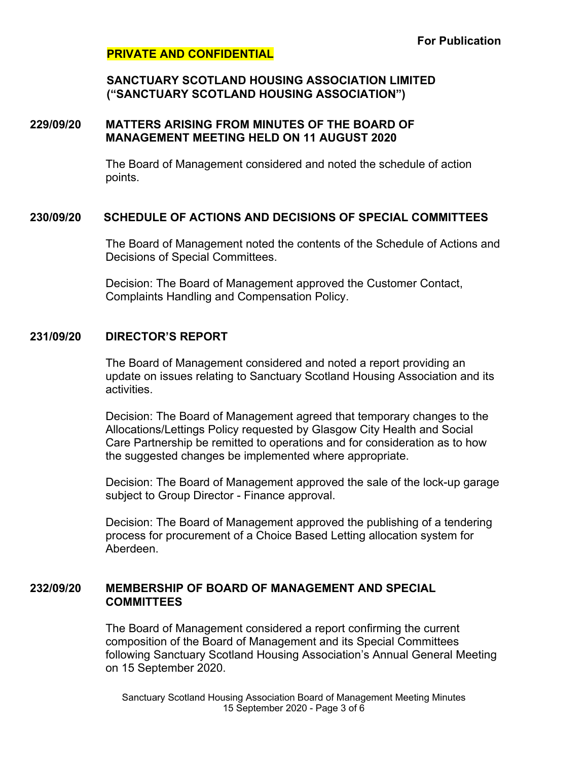**For Publication**

**PRIVATE AND CONFIDENTIAL**

**SANCTUARY SCOTLAND HOUSING ASSOCIATION LIMITED ("SANCTUARY SCOTLAND HOUSING ASSOCIATION")**

**229/09/20 MATTERS ARISING FROM MINUTES OF THE BOARD OF MANAGEMENT MEETING HELD ON 11 AUGUST 2020**

The Board of Management considered and noted the schedule of action points.

**230/09/20 SCHEDULE OF ACTIONS AND DECISIONS OF SPECIAL COMMITTEES**

The Board of Management noted the contents of the Schedule of Actions and Decisions of Special Committees.

Decision: The Board of Management approved the Customer Contact, Complaints Handling and Compensation Policy.

**231/09/20 DIRECTOR'S REPORT**

The Board of Management considered and noted a report providing an update on issues relating to Sanctuary Scotland Housing Association and its activities.

Decision: The Board of Management agreed that temporary changes to the Allocations/Lettings Policy requested by Glasgow City Health and Social Care Partnership be remitted to operations and for consideration as to how the suggested changes be implemented where appropriate.

Decision: The Board of Management approved the sale of the lock-up garage subject to Group Director - Finance approval.

Decision: The Board of Management approved the publishing of a tendering process for procurement of a Choice Based Letting allocation system for Aberdeen.

**232/09/20 MEMBERSHIP OF BOARD OF MANAGEMENT AND SPECIAL COMMITTEES**

The Board of Management considered a report confirming the current composition of the Board of Management and its Special Committees following Sanctuary Scotland Housing Association's Annual General Meeting on 15 September 2020.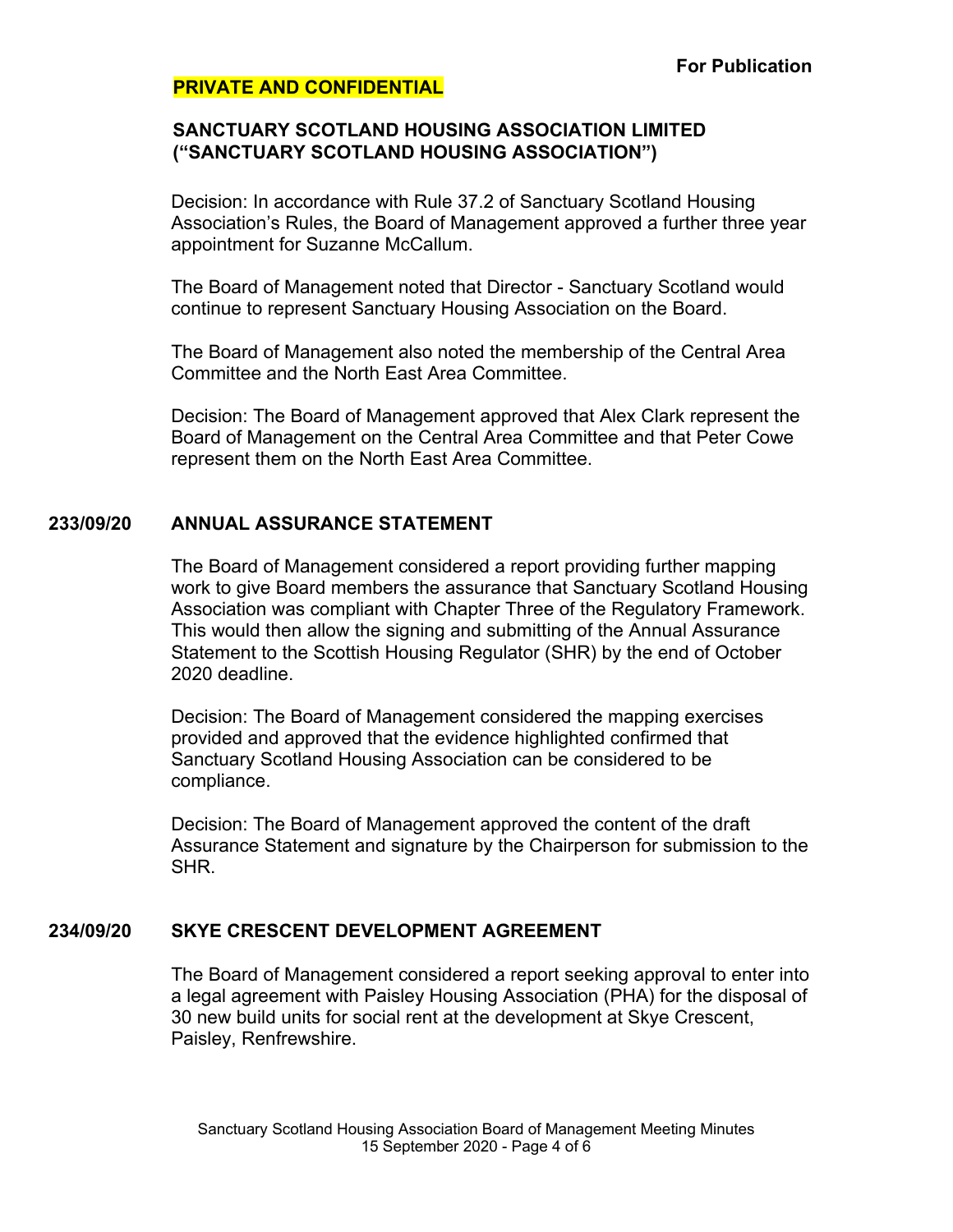**For Publication**

**PRIVATE AND CONFIDENTIAL**

**SANCTUARY SCOTLAND HOUSING ASSOCIATION LIMITED ("SANCTUARY SCOTLAND HOUSING ASSOCIATION")**

Decision: In accordance with Rule 37.2 of Sanctuary Scotland Housing Association's Rules, the Board of Management approved a further three year appointment for Suzanne McCallum.

The Board of Management noted that Director - Sanctuary Scotland would continue to represent Sanctuary Housing Association on the Board.

The Board of Management also noted the membership of the Central Area Committee and the North East Area Committee.

Decision: The Board of Management approved that Alex Clark represent the Board of Management on the Central Area Committee and that Peter Cowe represent them on the North East Area Committee.

## 233/09/20 ANNUAL ASSURANCE STATEMENT

The Board of Management considered a report providing further mapping work to give Board members the assurance that Sanctuary Scotland Housing Association was compliant with Chapter Three of the Regulatory Framework. This would then allow the signing and submitting of the Annual Assurance Statement to the Scottish Housing Regulator (SHR) by the end of October 2020 deadline.

Decision: The Board of Management considered the mapping exercises provided and approved that the evidence highlighted confirmed that Sanctuary Scotland Housing Association can be considered to be compliance.

Decision: The Board of Management approved the content of the draft Assurance Statement and signature by the Chairperson for submission to the SHR.

## 234/09/20 SKYE CRESCENT DEVELOPMENT AGREEMENT

The Board of Management considered a report seeking approval to enter into a legal agreement with Paisley Housing Association (PHA) for the disposal of 30 new build units for social rent at the development at Skye Crescent, Paisley, Renfrewshire.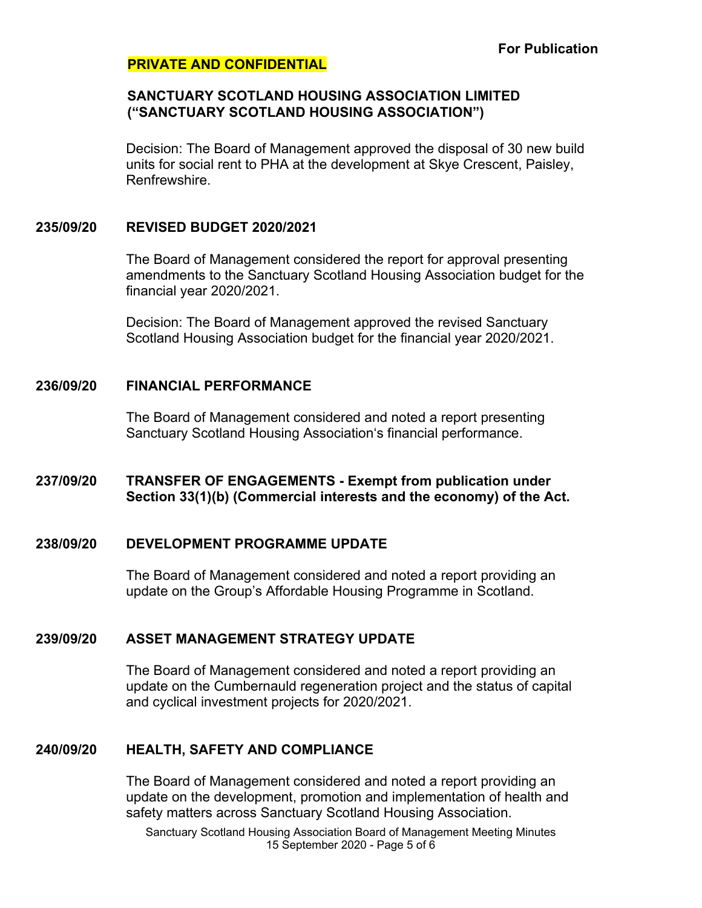**For Publication**

**PRIVATE AND CONFIDENTIAL**

**SANCTUARY SCOTLAND HOUSING ASSOCIATION LIMITED ("SANCTUARY SCOTLAND HOUSING ASSOCIATION")**

Decision: The Board of Management approved the disposal of 30 new build units for social rent to PHA at the development at Skye Crescent, Paisley, Renfrewshire.

**235/09/20 REVISED BUDGET 2020/2021**

The Board of Management considered the report for approval presenting amendments to the Sanctuary Scotland Housing Association budget for the financial year 2020/2021.

Decision: The Board of Management approved the revised Sanctuary Scotland Housing Association budget for the financial year 2020/2021.

**236/09/20 FINANCIAL PERFORMANCE**

The Board of Management considered and noted a report presenting Sanctuary Scotland Housing Association's financial performance.

**237/09/20 TRANSFER OF ENGAGEMENTS - Exempt from publication under Section 33(1)(b) (Commercial interests and the economy) of the Act.**

**238/09/20 DEVELOPMENT PROGRAMME UPDATE**

The Board of Management considered and noted a report providing an update on the Group's Affordable Housing Programme in Scotland.

**239/09/20 ASSET MANAGEMENT STRATEGY UPDATE**

The Board of Management considered and noted a report providing an update on the Cumbernauld regeneration project and the status of capital and cyclical investment projects for 2020/2021.

**240/09/20 HEALTH, SAFETY AND COMPLIANCE**

The Board of Management considered and noted a report providing an update on the development, promotion and implementation of health and safety matters across Sanctuary Scotland Housing Association.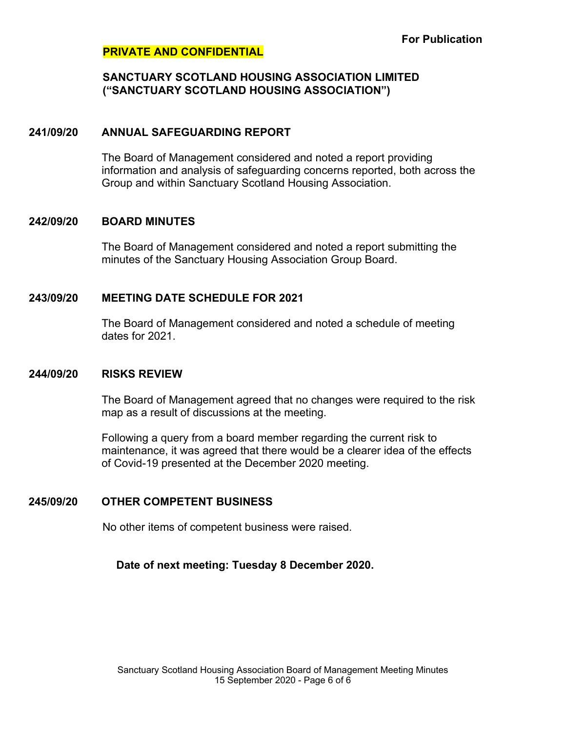**For Publication**

**PRIVATE AND CONFIDENTIAL**

**SANCTUARY SCOTLAND HOUSING ASSOCIATION LIMITED ("SANCTUARY SCOTLAND HOUSING ASSOCIATION")**

## 241/09/20 ANNUAL SAFEGUARDING REPORT

The Board of Management considered and noted a report providing information and analysis of safeguarding concerns reported, both across the Group and within Sanctuary Scotland Housing Association.

## 242/09/20 BOARD MINUTES

The Board of Management considered and noted a report submitting the minutes of the Sanctuary Housing Association Group Board.

## 243/09/20 MEETING DATE SCHEDULE FOR 2021

The Board of Management considered and noted a schedule of meeting dates for 2021.

## 244/09/20 RISKS REVIEW

The Board of Management agreed that no changes were required to the risk map as a result of discussions at the meeting.

Following a query from a board member regarding the current risk to maintenance, it was agreed that there would be a clearer idea of the effects of Covid-19 presented at the December 2020 meeting.

## 245/09/20 OTHER COMPETENT BUSINESS

No other items of competent business were raised.

**Date of next meeting: Tuesday 8 December 2020.**